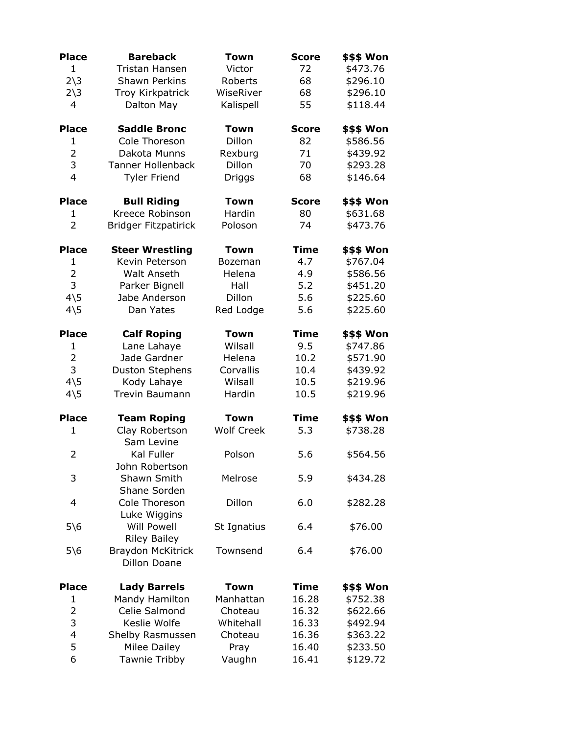| Place | Bareback | Town | Score | $$$ Won |
|---|---|---|---|---|
| 1 | Tristan Hansen | Victor | 72 | $473.76 |
| 2\3 | Shawn Perkins | Roberts | 68 | $296.10 |
| 2\3 | Troy Kirkpatrick | WiseRiver | 68 | $296.10 |
| 4 | Dalton May | Kalispell | 55 | $118.44 |

| Place | Saddle Bronc | Town | Score | $$$ Won |
|---|---|---|---|---|
| 1 | Cole Thoreson | Dillon | 82 | $586.56 |
| 2 | Dakota Munns | Rexburg | 71 | $439.92 |
| 3 | Tanner Hollenback | Dillon | 70 | $293.28 |
| 4 | Tyler Friend | Driggs | 68 | $146.64 |

| Place | Bull Riding | Town | Score | $$$ Won |
|---|---|---|---|---|
| 1 | Kreece Robinson | Hardin | 80 | $631.68 |
| 2 | Bridger Fitzpatirick | Poloson | 74 | $473.76 |

| Place | Steer Wrestling | Town | Time | $$$ Won |
|---|---|---|---|---|
| 1 | Kevin Peterson | Bozeman | 4.7 | $767.04 |
| 2 | Walt Anseth | Helena | 4.9 | $586.56 |
| 3 | Parker Bignell | Hall | 5.2 | $451.20 |
| 4\5 | Jabe Anderson | Dillon | 5.6 | $225.60 |
| 4\5 | Dan Yates | Red Lodge | 5.6 | $225.60 |

| Place | Calf Roping | Town | Time | $$$ Won |
|---|---|---|---|---|
| 1 | Lane Lahaye | Wilsall | 9.5 | $747.86 |
| 2 | Jade Gardner | Helena | 10.2 | $571.90 |
| 3 | Duston Stephens | Corvallis | 10.4 | $439.92 |
| 4\5 | Kody Lahaye | Wilsall | 10.5 | $219.96 |
| 4\5 | Trevin Baumann | Hardin | 10.5 | $219.96 |

| Place | Team Roping | Town | Time | $$$ Won |
|---|---|---|---|---|
| 1 | Clay Robertson<br>Sam Levine | Wolf Creek | 5.3 | $738.28 |
| 2 | Kal Fuller<br>John Robertson | Polson | 5.6 | $564.56 |
| 3 | Shawn Smith<br>Shane Sorden | Melrose | 5.9 | $434.28 |
| 4 | Cole Thoreson<br>Luke Wiggins | Dillon | 6.0 | $282.28 |
| 5\6 | Will Powell<br>Riley Bailey | St Ignatius | 6.4 | $76.00 |
| 5\6 | Braydon McKitrick<br>Dillon Doane | Townsend | 6.4 | $76.00 |

| Place | Lady Barrels | Town | Time | $$$ Won |
|---|---|---|---|---|
| 1 | Mandy Hamilton | Manhattan | 16.28 | $752.38 |
| 2 | Celie Salmond | Choteau | 16.32 | $622.66 |
| 3 | Keslie Wolfe | Whitehall | 16.33 | $492.94 |
| 4 | Shelby Rasmussen | Choteau | 16.36 | $363.22 |
| 5 | Milee Dailey | Pray | 16.40 | $233.50 |
| 6 | Tawnie Tribby | Vaughn | 16.41 | $129.72 |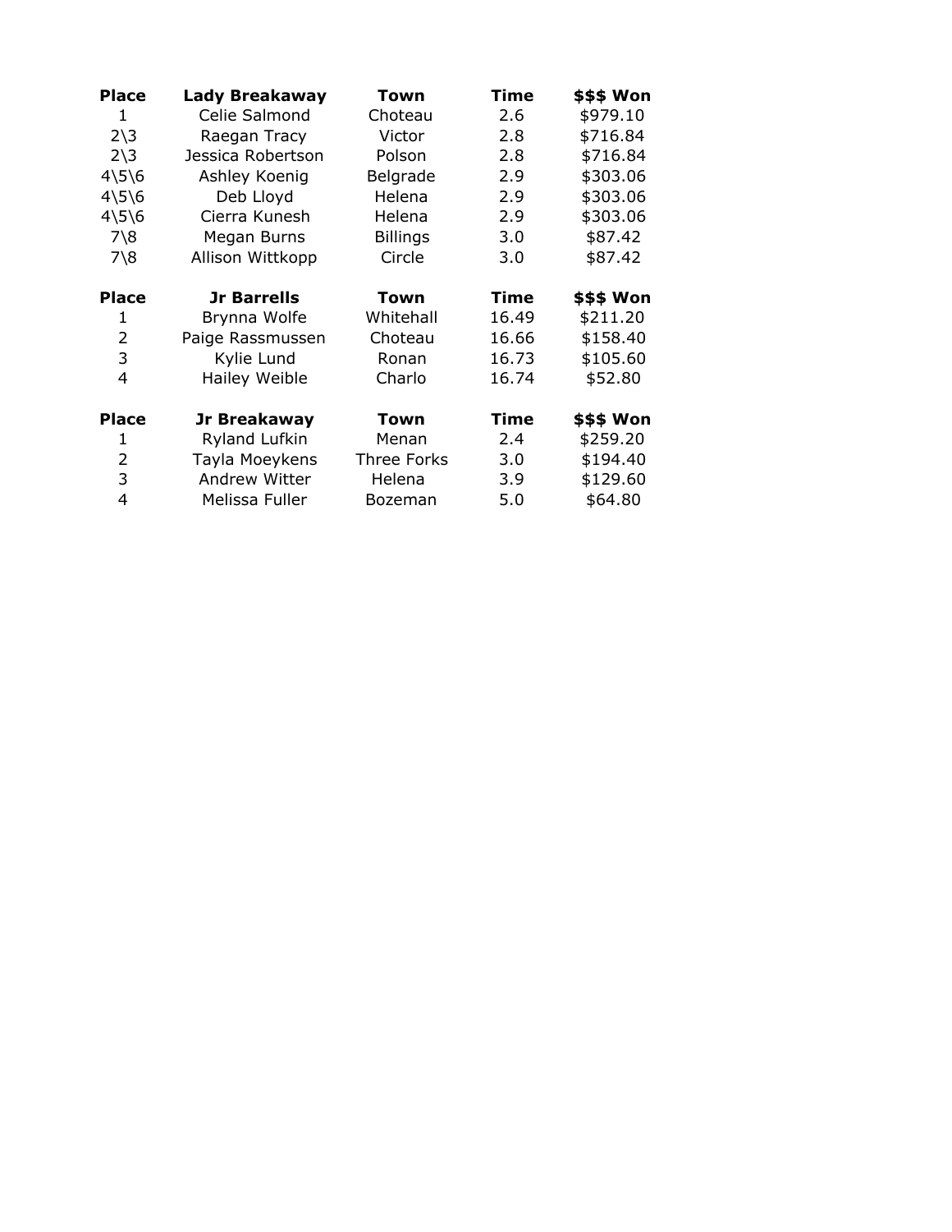| Place | Lady Breakaway | Town | Time | $$$ Won |
|---|---|---|---|---|
| 1 | Celie Salmond | Choteau | 2.6 | $979.10 |
| 2\3 | Raegan Tracy | Victor | 2.8 | $716.84 |
| 2\3 | Jessica Robertson | Polson | 2.8 | $716.84 |
| 4\5\6 | Ashley Koenig | Belgrade | 2.9 | $303.06 |
| 4\5\6 | Deb Lloyd | Helena | 2.9 | $303.06 |
| 4\5\6 | Cierra Kunesh | Helena | 2.9 | $303.06 |
| 7\8 | Megan Burns | Billings | 3.0 | $87.42 |
| 7\8 | Allison Wittkopp | Circle | 3.0 | $87.42 |

| Place | Jr Barrells | Town | Time | $$$ Won |
|---|---|---|---|---|
| 1 | Brynna Wolfe | Whitehall | 16.49 | $211.20 |
| 2 | Paige Rassmussen | Choteau | 16.66 | $158.40 |
| 3 | Kylie Lund | Ronan | 16.73 | $105.60 |
| 4 | Hailey Weible | Charlo | 16.74 | $52.80 |

| Place | Jr Breakaway | Town | Time | $$$ Won |
|---|---|---|---|---|
| 1 | Ryland Lufkin | Menan | 2.4 | $259.20 |
| 2 | Tayla Moeykens | Three Forks | 3.0 | $194.40 |
| 3 | Andrew Witter | Helena | 3.9 | $129.60 |
| 4 | Melissa Fuller | Bozeman | 5.0 | $64.80 |